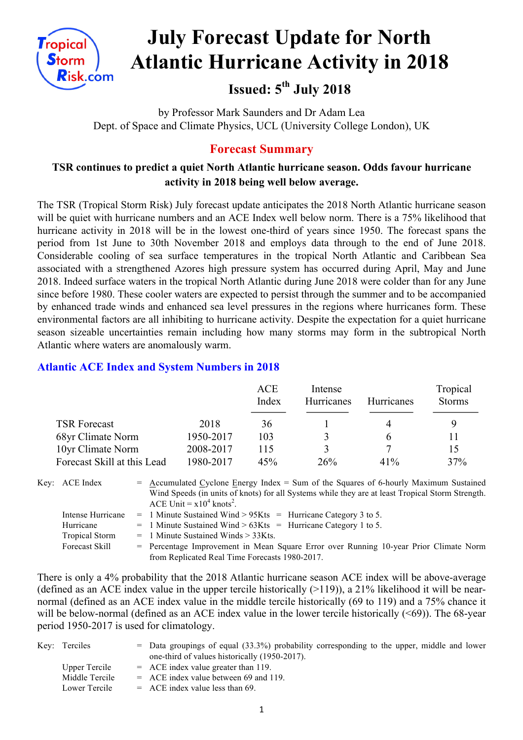# July Forecast Update for North Atlantic Hurricane Activity in 2018

## Issued: 5th July 2018

by Professor Mark Saunders and Dr Adam Lea
Dept. of Space and Climate Physics, UCL (University College London), UK

## Forecast Summary

**TSR continues to predict a quiet North Atlantic hurricane season. Odds favour hurricane activity in 2018 being well below average.**

The TSR (Tropical Storm Risk) July forecast update anticipates the 2018 North Atlantic hurricane season will be quiet with hurricane numbers and an ACE Index well below norm. There is a 75% likelihood that hurricane activity in 2018 will be in the lowest one-third of years since 1950. The forecast spans the period from 1st June to 30th November 2018 and employs data through to the end of June 2018. Considerable cooling of sea surface temperatures in the tropical North Atlantic and Caribbean Sea associated with a strengthened Azores high pressure system has occurred during April, May and June 2018. Indeed surface waters in the tropical North Atlantic during June 2018 were colder than for any June since before 1980. These cooler waters are expected to persist through the summer and to be accompanied by enhanced trade winds and enhanced sea level pressures in the regions where hurricanes form. These environmental factors are all inhibiting to hurricane activity. Despite the expectation for a quiet hurricane season sizeable uncertainties remain including how many storms may form in the subtropical North Atlantic where waters are anomalously warm.

### Atlantic ACE Index and System Numbers in 2018

| | | ACE Index | Intense Hurricanes | Hurricanes | Tropical Storms |
|---|---|---|---|---|---|
| TSR Forecast | 2018 | 36 | 1 | 4 | 9 |
| 68yr Climate Norm | 1950-2017 | 103 | 3 | 6 | 11 |
| 10yr Climate Norm | 2008-2017 | 115 | 3 | 7 | 15 |
| Forecast Skill at this Lead | 1980-2017 | 45% | 26% | 41% | 37% |

Key:
- ACE Index = Accumulated Cyclone Energy Index = Sum of the Squares of 6-hourly Maximum Sustained Wind Speeds (in units of knots) for all Systems while they are at least Tropical Storm Strength. ACE Unit = $x10^4$ knots$^2$.
- Intense Hurricane = 1 Minute Sustained Wind > 95Kts = Hurricane Category 3 to 5.
- Hurricane = 1 Minute Sustained Wind > 63Kts = Hurricane Category 1 to 5.
- Tropical Storm = 1 Minute Sustained Winds > 33Kts.
- Forecast Skill = Percentage Improvement in Mean Square Error over Running 10-year Prior Climate Norm from Replicated Real Time Forecasts 1980-2017.

There is only a 4% probability that the 2018 Atlantic hurricane season ACE index will be above-average (defined as an ACE index value in the upper tercile historically (>119)), a 21% likelihood it will be near-normal (defined as an ACE index value in the middle tercile historically (69 to 119) and a 75% chance it will be below-normal (defined as an ACE index value in the lower tercile historically (<69)). The 68-year period 1950-2017 is used for climatology.

Key:
- Terciles = Data groupings of equal (33.3%) probability corresponding to the upper, middle and lower one-third of values historically (1950-2017).
- Upper Tercile = ACE index value greater than 119.
- Middle Tercile = ACE index value between 69 and 119.
- Lower Tercile = ACE index value less than 69.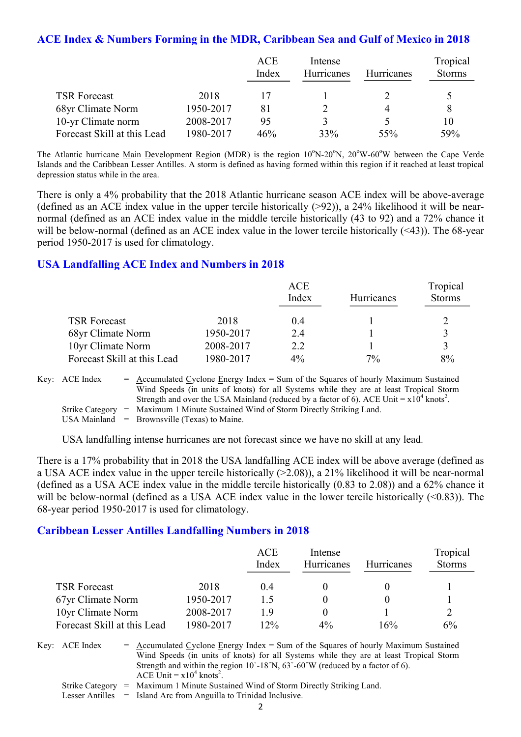## ACE Index & Numbers Forming in the MDR, Caribbean Sea and Gulf of Mexico in 2018

| | | ACE Index | Intense Hurricanes | Hurricanes | Tropical Storms |
|---|---|---|---|---|---|
| TSR Forecast | 2018 | 17 | 1 | 2 | 5 |
| 68yr Climate Norm | 1950-2017 | 81 | 2 | 4 | 8 |
| 10-yr Climate norm | 2008-2017 | 95 | 3 | 5 | 10 |
| Forecast Skill at this Lead | 1980-2017 | 46% | 33% | 55% | 59% |

The Atlantic hurricane Main Development Region (MDR) is the region 10°N-20°N, 20°W-60°W between the Cape Verde Islands and the Caribbean Lesser Antilles. A storm is defined as having formed within this region if it reached at least tropical depression status while in the area.

There is only a 4% probability that the 2018 Atlantic hurricane season ACE index will be above-average (defined as an ACE index value in the upper tercile historically (>92)), a 24% likelihood it will be near-normal (defined as an ACE index value in the middle tercile historically (43 to 92) and a 72% chance it will be below-normal (defined as an ACE index value in the lower tercile historically (<43)). The 68-year period 1950-2017 is used for climatology.

## USA Landfalling ACE Index and Numbers in 2018

| | | ACE Index | Hurricanes | Tropical Storms |
|---|---|---|---|---|
| TSR Forecast | 2018 | 0.4 | 1 | 2 |
| 68yr Climate Norm | 1950-2017 | 2.4 | 1 | 3 |
| 10yr Climate Norm | 2008-2017 | 2.2 | 1 | 3 |
| Forecast Skill at this Lead | 1980-2017 | 4% | 7% | 8% |

Key: ACE Index = Accumulated Cyclone Energy Index = Sum of the Squares of hourly Maximum Sustained Wind Speeds (in units of knots) for all Systems while they are at least Tropical Storm Strength and over the USA Mainland (reduced by a factor of 6). ACE Unit = $x10^4$ knots$^2$.
Strike Category = Maximum 1 Minute Sustained Wind of Storm Directly Striking Land.
USA Mainland = Brownsville (Texas) to Maine.

USA landfalling intense hurricanes are not forecast since we have no skill at any lead.

There is a 17% probability that in 2018 the USA landfalling ACE index will be above average (defined as a USA ACE index value in the upper tercile historically (>2.08)), a 21% likelihood it will be near-normal (defined as a USA ACE index value in the middle tercile historically (0.83 to 2.08)) and a 62% chance it will be below-normal (defined as a USA ACE index value in the lower tercile historically (<0.83)). The 68-year period 1950-2017 is used for climatology.

## Caribbean Lesser Antilles Landfalling Numbers in 2018

| | | ACE Index | Intense Hurricanes | Hurricanes | Tropical Storms |
|---|---|---|---|---|---|
| TSR Forecast | 2018 | 0.4 | 0 | 0 | 1 |
| 67yr Climate Norm | 1950-2017 | 1.5 | 0 | 0 | 1 |
| 10yr Climate Norm | 2008-2017 | 1.9 | 0 | 1 | 2 |
| Forecast Skill at this Lead | 1980-2017 | 12% | 4% | 16% | 6% |

Key: ACE Index = Accumulated Cyclone Energy Index = Sum of the Squares of hourly Maximum Sustained Wind Speeds (in units of knots) for all Systems while they are at least Tropical Storm Strength and within the region 10˚-18˚N, 63˚-60˚W (reduced by a factor of 6). ACE Unit = $x10^4$ knots$^2$.
Strike Category = Maximum 1 Minute Sustained Wind of Storm Directly Striking Land.
Lesser Antilles = Island Arc from Anguilla to Trinidad Inclusive.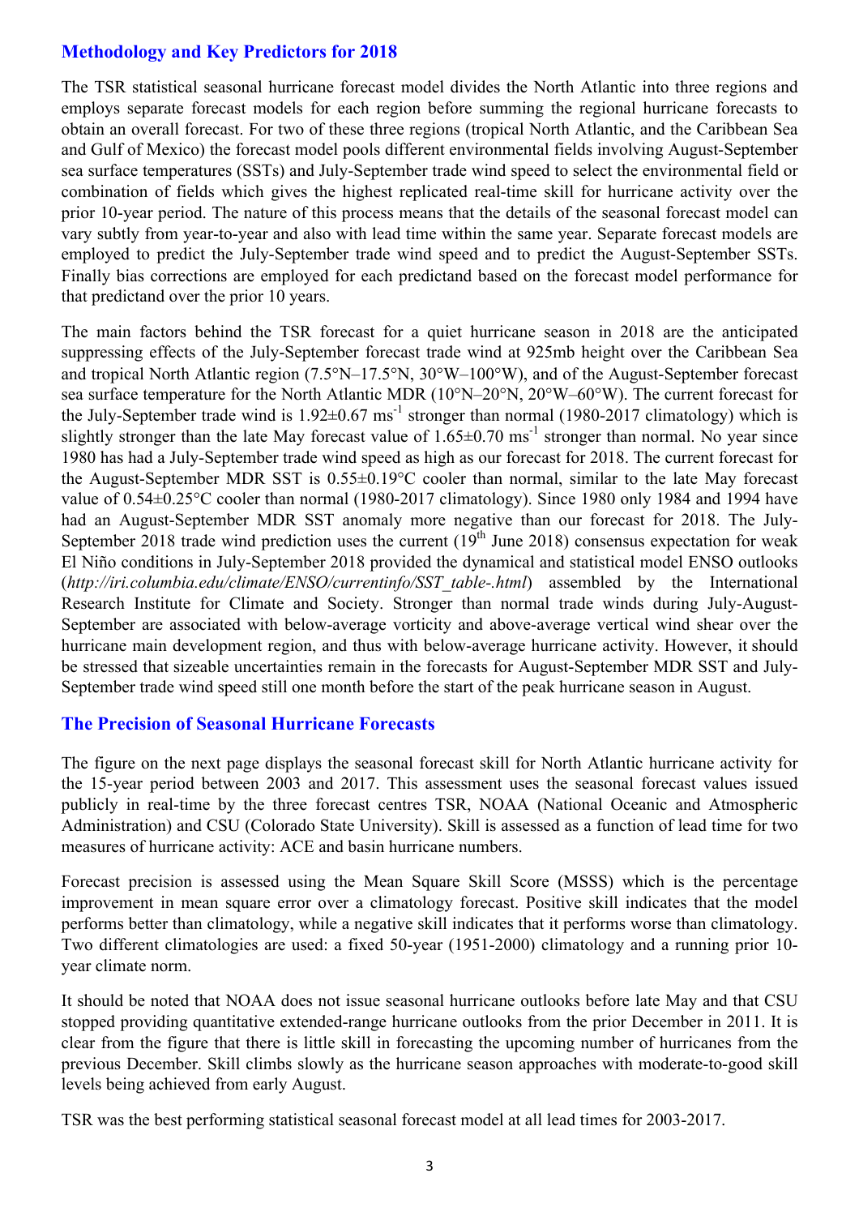## Methodology and Key Predictors for 2018

The TSR statistical seasonal hurricane forecast model divides the North Atlantic into three regions and employs separate forecast models for each region before summing the regional hurricane forecasts to obtain an overall forecast. For two of these three regions (tropical North Atlantic, and the Caribbean Sea and Gulf of Mexico) the forecast model pools different environmental fields involving August-September sea surface temperatures (SSTs) and July-September trade wind speed to select the environmental field or combination of fields which gives the highest replicated real-time skill for hurricane activity over the prior 10-year period. The nature of this process means that the details of the seasonal forecast model can vary subtly from year-to-year and also with lead time within the same year. Separate forecast models are employed to predict the July-September trade wind speed and to predict the August-September SSTs. Finally bias corrections are employed for each predictand based on the forecast model performance for that predictand over the prior 10 years.

The main factors behind the TSR forecast for a quiet hurricane season in 2018 are the anticipated suppressing effects of the July-September forecast trade wind at 925mb height over the Caribbean Sea and tropical North Atlantic region (7.5°N–17.5°N, 30°W–100°W), and of the August-September forecast sea surface temperature for the North Atlantic MDR (10°N–20°N, 20°W–60°W). The current forecast for the July-September trade wind is 1.92±0.67 $ms^{-1}$ stronger than normal (1980-2017 climatology) which is slightly stronger than the late May forecast value of 1.65±0.70 $ms^{-1}$ stronger than normal. No year since 1980 has had a July-September trade wind speed as high as our forecast for 2018. The current forecast for the August-September MDR SST is 0.55±0.19°C cooler than normal, similar to the late May forecast value of 0.54±0.25°C cooler than normal (1980-2017 climatology). Since 1980 only 1984 and 1994 have had an August-September MDR SST anomaly more negative than our forecast for 2018. The July-September 2018 trade wind prediction uses the current (19$^{th}$ June 2018) consensus expectation for weak El Niño conditions in July-September 2018 provided the dynamical and statistical model ENSO outlooks (*http://iri.columbia.edu/climate/ENSO/currentinfo/SST_table-.html*) assembled by the International Research Institute for Climate and Society. Stronger than normal trade winds during July-August-September are associated with below-average vorticity and above-average vertical wind shear over the hurricane main development region, and thus with below-average hurricane activity. However, it should be stressed that sizeable uncertainties remain in the forecasts for August-September MDR SST and July-September trade wind speed still one month before the start of the peak hurricane season in August.

## The Precision of Seasonal Hurricane Forecasts

The figure on the next page displays the seasonal forecast skill for North Atlantic hurricane activity for the 15-year period between 2003 and 2017. This assessment uses the seasonal forecast values issued publicly in real-time by the three forecast centres TSR, NOAA (National Oceanic and Atmospheric Administration) and CSU (Colorado State University). Skill is assessed as a function of lead time for two measures of hurricane activity: ACE and basin hurricane numbers.

Forecast precision is assessed using the Mean Square Skill Score (MSSS) which is the percentage improvement in mean square error over a climatology forecast. Positive skill indicates that the model performs better than climatology, while a negative skill indicates that it performs worse than climatology. Two different climatologies are used: a fixed 50-year (1951-2000) climatology and a running prior 10-year climate norm.

It should be noted that NOAA does not issue seasonal hurricane outlooks before late May and that CSU stopped providing quantitative extended-range hurricane outlooks from the prior December in 2011. It is clear from the figure that there is little skill in forecasting the upcoming number of hurricanes from the previous December. Skill climbs slowly as the hurricane season approaches with moderate-to-good skill levels being achieved from early August.

TSR was the best performing statistical seasonal forecast model at all lead times for 2003-2017.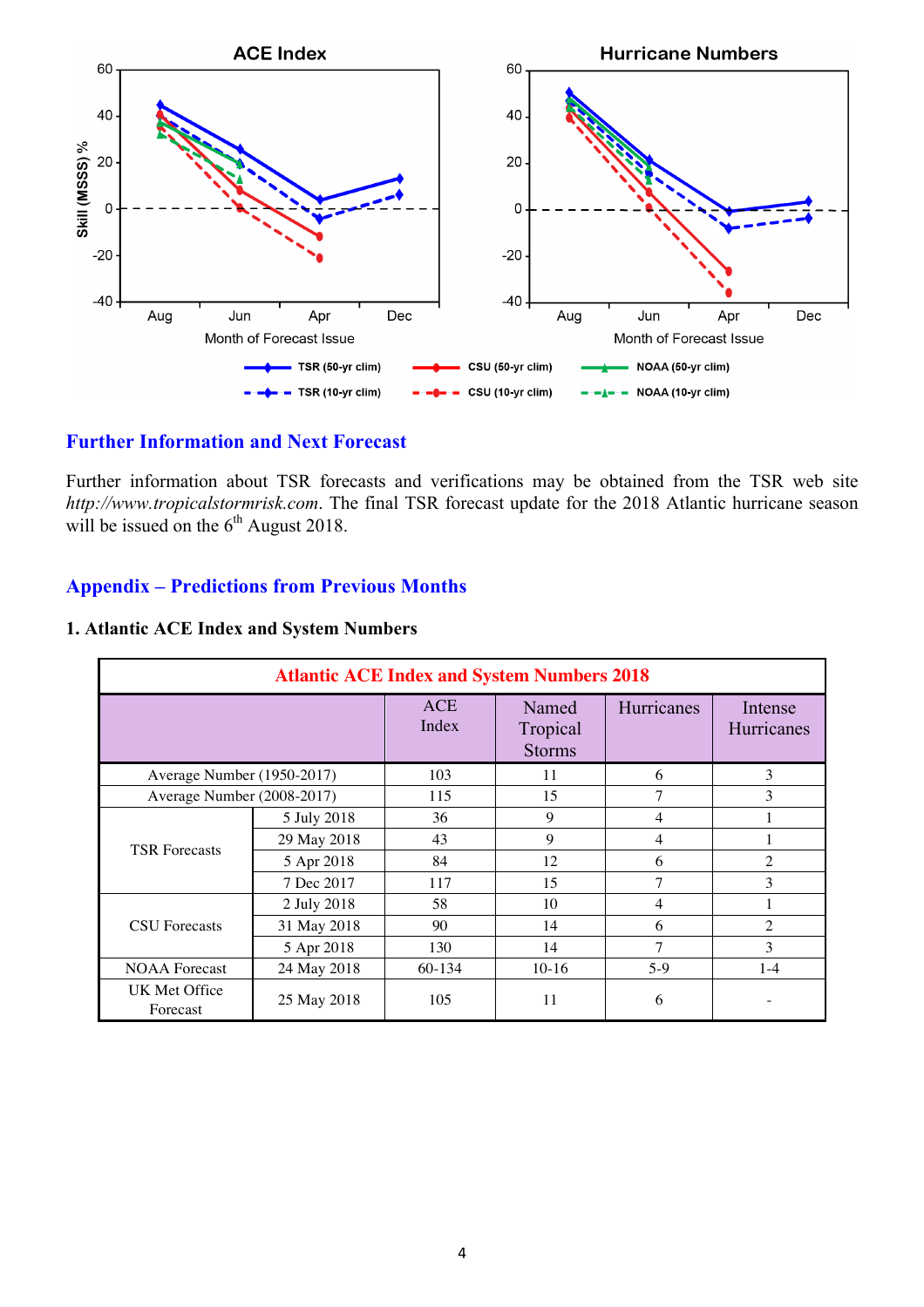## Further Information and Next Forecast

Further information about TSR forecasts and verifications may be obtained from the TSR web site *http://www.tropicalstormrisk.com*. The final TSR forecast update for the 2018 Atlantic hurricane season will be issued on the 6th August 2018.

## Appendix – Predictions from Previous Months

### 1. Atlantic ACE Index and System Numbers

| Atlantic ACE Index and System Numbers 2018 | | | | | |
|---|---|---|---|---|---|
| | | ACE Index | Named Tropical Storms | Hurricanes | Intense Hurricanes |
| Average Number (1950-2017) | | 103 | 11 | 6 | 3 |
| Average Number (2008-2017) | | 115 | 15 | 7 | 3 |
| TSR Forecasts | 5 July 2018 | 36 | 9 | 4 | 1 |
| | 29 May 2018 | 43 | 9 | 4 | 1 |
| | 5 Apr 2018 | 84 | 12 | 6 | 2 |
| | 7 Dec 2017 | 117 | 15 | 7 | 3 |
| CSU Forecasts | 2 July 2018 | 58 | 10 | 4 | 1 |
| | 31 May 2018 | 90 | 14 | 6 | 2 |
| | 5 Apr 2018 | 130 | 14 | 7 | 3 |
| NOAA Forecast | 24 May 2018 | 60-134 | 10-16 | 5-9 | 1-4 |
| UK Met Office Forecast | 25 May 2018 | 105 | 11 | 6 | - |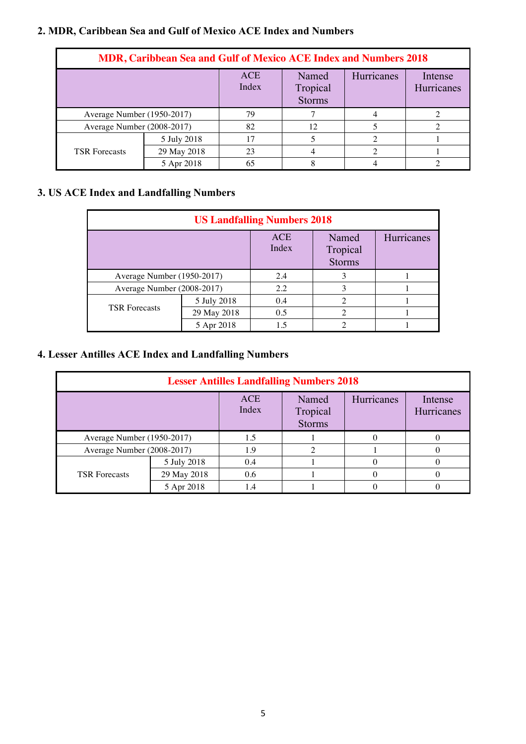## 2. MDR, Caribbean Sea and Gulf of Mexico ACE Index and Numbers

| MDR, Caribbean Sea and Gulf of Mexico ACE Index and Numbers 2018 | | | | | |
|---|---|---|---|---|---|
| | | ACE Index | Named Tropical Storms | Hurricanes | Intense Hurricanes |
| Average Number (1950-2017) | | 79 | 7 | 4 | 2 |
| Average Number (2008-2017) | | 82 | 12 | 5 | 2 |
| TSR Forecasts | 5 July 2018 | 17 | 5 | 2 | 1 |
| | 29 May 2018 | 23 | 4 | 2 | 1 |
| | 5 Apr 2018 | 65 | 8 | 4 | 2 |

## 3. US ACE Index and Landfalling Numbers

| US Landfalling Numbers 2018 | | | | |
|---|---|---|---|---|
| | | ACE Index | Named Tropical Storms | Hurricanes |
| Average Number (1950-2017) | | 2.4 | 3 | 1 |
| Average Number (2008-2017) | | 2.2 | 3 | 1 |
| TSR Forecasts | 5 July 2018 | 0.4 | 2 | 1 |
| | 29 May 2018 | 0.5 | 2 | 1 |
| | 5 Apr 2018 | 1.5 | 2 | 1 |

## 4. Lesser Antilles ACE Index and Landfalling Numbers

| Lesser Antilles Landfalling Numbers 2018 | | | | | |
|---|---|---|---|---|---|
| | | ACE Index | Named Tropical Storms | Hurricanes | Intense Hurricanes |
| Average Number (1950-2017) | | 1.5 | 1 | 0 | 0 |
| Average Number (2008-2017) | | 1.9 | 2 | 1 | 0 |
| TSR Forecasts | 5 July 2018 | 0.4 | 1 | 0 | 0 |
| | 29 May 2018 | 0.6 | 1 | 0 | 0 |
| | 5 Apr 2018 | 1.4 | 1 | 0 | 0 |